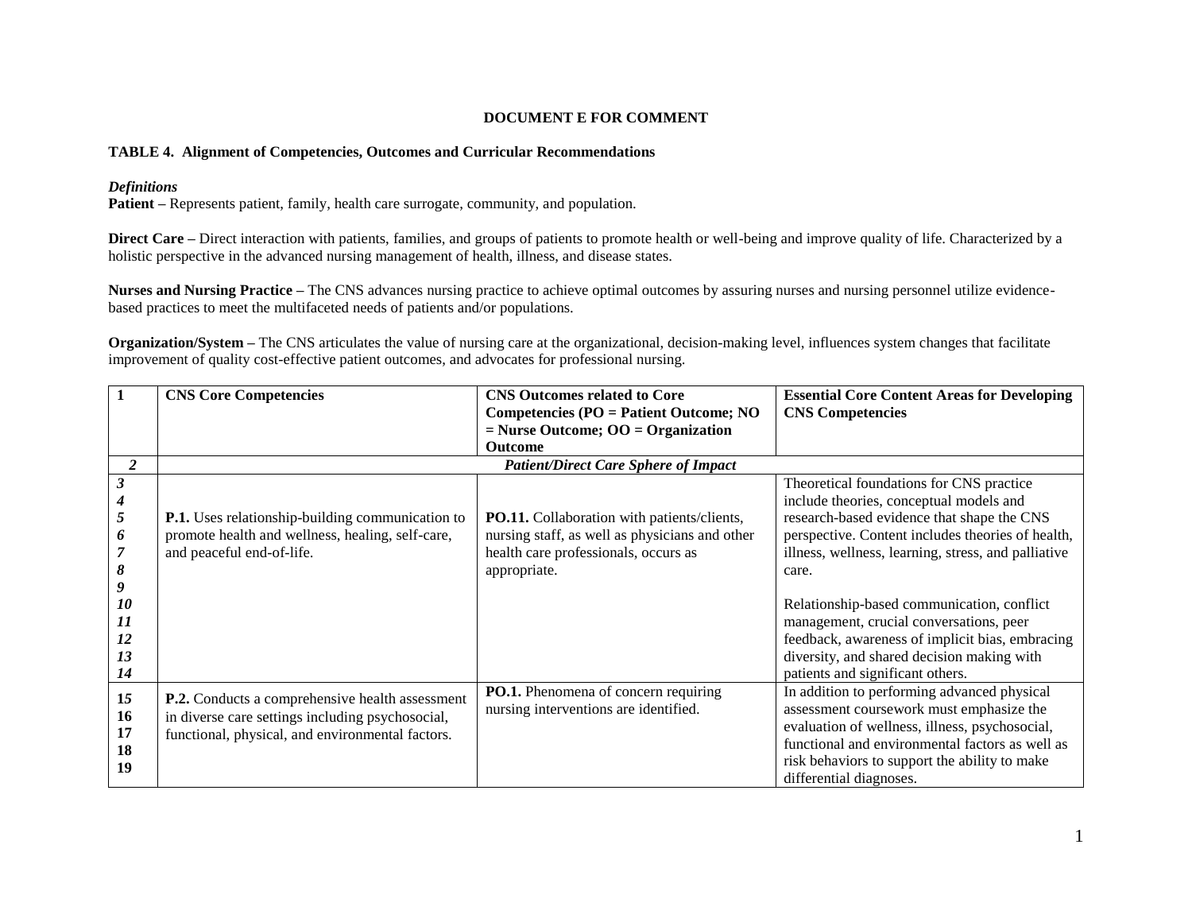**DOCUMENT E FOR COMMENT**

**TABLE 4. Alignment of Competencies, Outcomes and Curricular Recommendations**

***Definitions***

**Patient –** Represents patient, family, health care surrogate, community, and population.

**Direct Care –** Direct interaction with patients, families, and groups of patients to promote health or well-being and improve quality of life. Characterized by a holistic perspective in the advanced nursing management of health, illness, and disease states.

**Nurses and Nursing Practice –** The CNS advances nursing practice to achieve optimal outcomes by assuring nurses and nursing personnel utilize evidence-based practices to meet the multifaceted needs of patients and/or populations.

**Organization/System –** The CNS articulates the value of nursing care at the organizational, decision-making level, influences system changes that facilitate improvement of quality cost-effective patient outcomes, and advocates for professional nursing.

| 1 | CNS Core Competencies | CNS Outcomes related to Core Competencies (PO = Patient Outcome; NO = Nurse Outcome; OO = Organization Outcome | Essential Core Content Areas for Developing CNS Competencies |
|---|---|---|---|
| *2* | ***Patient/Direct Care Sphere of Impact*** | | |
| *3 4 5 6 7 8 9 10 11 12 13 14* | **P.1.** Uses relationship-building communication to promote health and wellness, healing, self-care, and peaceful end-of-life. | **PO.11.** Collaboration with patients/clients, nursing staff, as well as physicians and other health care professionals, occurs as appropriate. | Theoretical foundations for CNS practice include theories, conceptual models and research-based evidence that shape the CNS perspective. Content includes theories of health, illness, wellness, learning, stress, and palliative care.<br><br>Relationship-based communication, conflict management, crucial conversations, peer feedback, awareness of implicit bias, embracing diversity, and shared decision making with patients and significant others. |
| 15 16 17 18 19 | **P.2.** Conducts a comprehensive health assessment in diverse care settings including psychosocial, functional, physical, and environmental factors. | **PO.1.** Phenomena of concern requiring nursing interventions are identified. | In addition to performing advanced physical assessment coursework must emphasize the evaluation of wellness, illness, psychosocial, functional and environmental factors as well as risk behaviors to support the ability to make differential diagnoses. |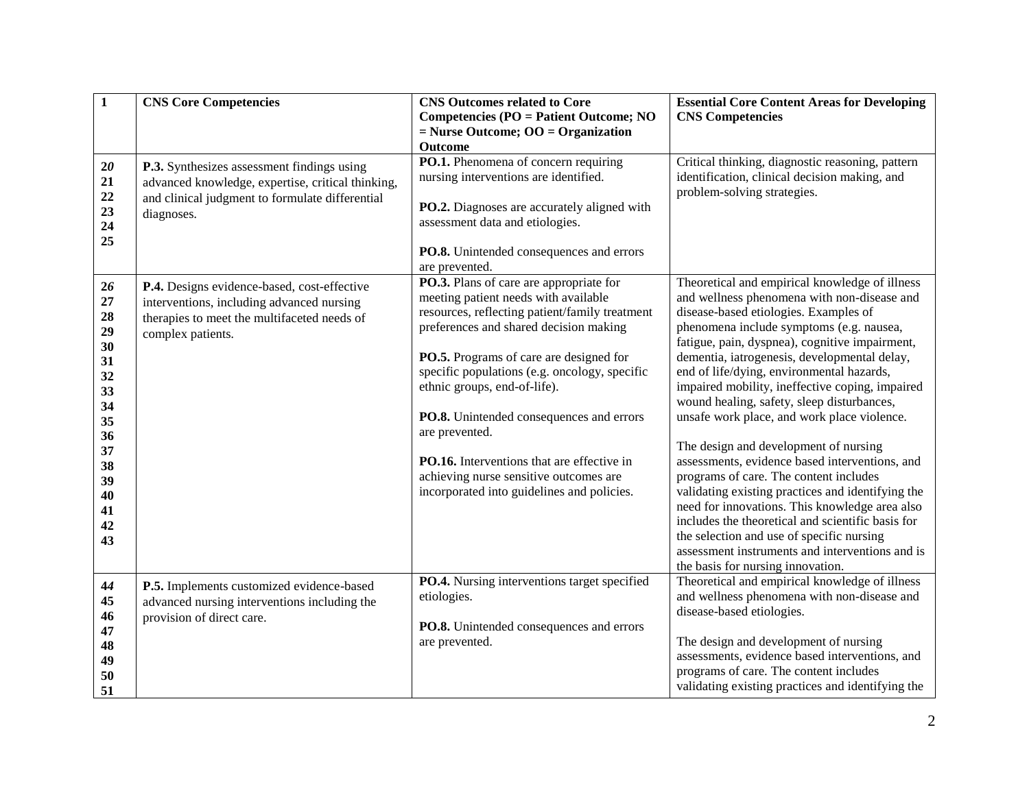| 1 | CNS Core Competencies | CNS Outcomes related to Core Competencies (PO = Patient Outcome; NO = Nurse Outcome; OO = Organization Outcome | Essential Core Content Areas for Developing CNS Competencies |
|---|---|---|---|
| 20 21 22 23 24 25 | **P.3.** Synthesizes assessment findings using advanced knowledge, expertise, critical thinking, and clinical judgment to formulate differential diagnoses. | **PO.1.** Phenomena of concern requiring nursing interventions are identified.<br><br>**PO.2.** Diagnoses are accurately aligned with assessment data and etiologies.<br><br>**PO.8.** Unintended consequences and errors are prevented. | Critical thinking, diagnostic reasoning, pattern identification, clinical decision making, and problem-solving strategies. |
| 26 27 28 29 30 31 32 33 34 35 36 37 38 39 40 41 42 43 | **P.4.** Designs evidence-based, cost-effective interventions, including advanced nursing therapies to meet the multifaceted needs of complex patients. | **PO.3.** Plans of care are appropriate for meeting patient needs with available resources, reflecting patient/family treatment preferences and shared decision making<br><br>**PO.5.** Programs of care are designed for specific populations (e.g. oncology, specific ethnic groups, end-of-life).<br><br>**PO.8.** Unintended consequences and errors are prevented.<br><br>**PO.16.** Interventions that are effective in achieving nurse sensitive outcomes are incorporated into guidelines and policies. | Theoretical and empirical knowledge of illness and wellness phenomena with non-disease and disease-based etiologies. Examples of phenomena include symptoms (e.g. nausea, fatigue, pain, dyspnea), cognitive impairment, dementia, iatrogenesis, developmental delay, end of life/dying, environmental hazards, impaired mobility, ineffective coping, impaired wound healing, safety, sleep disturbances, unsafe work place, and work place violence.<br><br>The design and development of nursing assessments, evidence based interventions, and programs of care. The content includes validating existing practices and identifying the need for innovations. This knowledge area also includes the theoretical and scientific basis for the selection and use of specific nursing assessment instruments and interventions and is the basis for nursing innovation. |
| 44 45 46 47 48 49 50 51 | **P.5.** Implements customized evidence-based advanced nursing interventions including the provision of direct care. | **PO.4.** Nursing interventions target specified etiologies.<br><br>**PO.8.** Unintended consequences and errors are prevented. | Theoretical and empirical knowledge of illness and wellness phenomena with non-disease and disease-based etiologies.<br><br>The design and development of nursing assessments, evidence based interventions, and programs of care. The content includes validating existing practices and identifying the |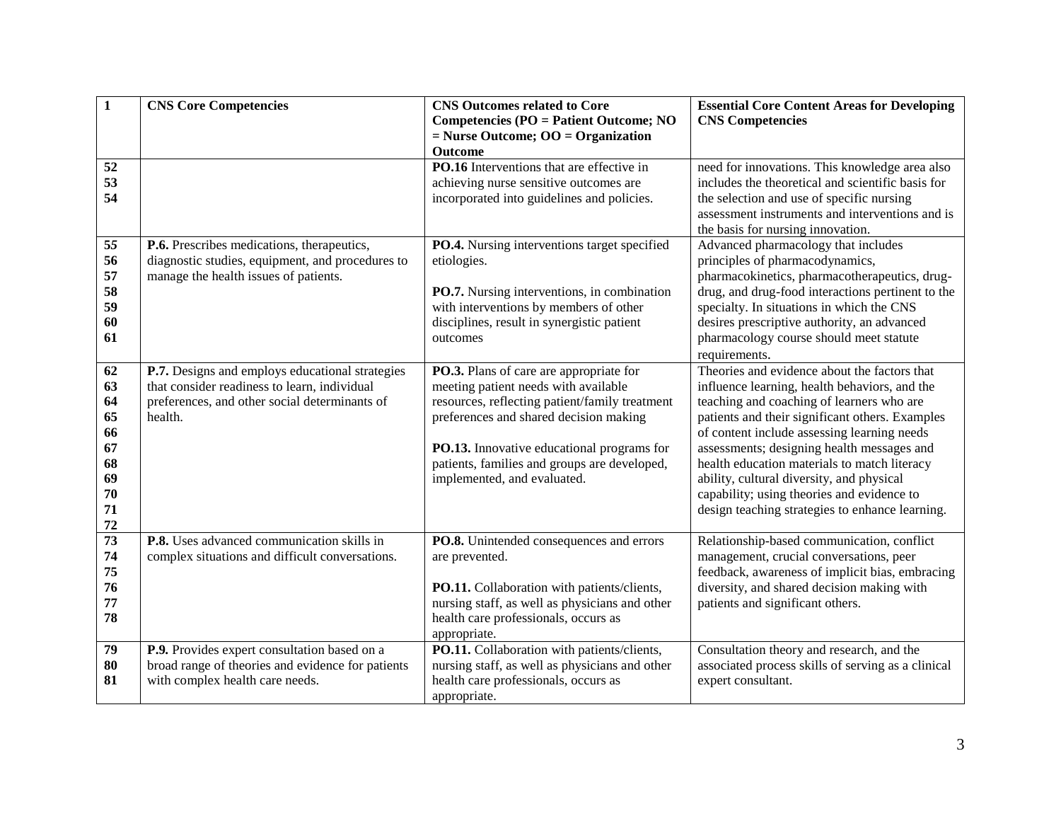| 1 | CNS Core Competencies | CNS Outcomes related to Core Competencies (PO = Patient Outcome; NO = Nurse Outcome; OO = Organization Outcome | Essential Core Content Areas for Developing CNS Competencies |
|---|---|---|---|
| 52<br>53<br>54 | | **PO.16** Interventions that are effective in achieving nurse sensitive outcomes are incorporated into guidelines and policies. | need for innovations. This knowledge area also includes the theoretical and scientific basis for the selection and use of specific nursing assessment instruments and interventions and is the basis for nursing innovation. |
| 55<br>56<br>57<br>58<br>59<br>60<br>61 | **P.6.** Prescribes medications, therapeutics, diagnostic studies, equipment, and procedures to manage the health issues of patients. | **PO.4.** Nursing interventions target specified etiologies.<br><br>**PO.7.** Nursing interventions, in combination with interventions by members of other disciplines, result in synergistic patient outcomes | Advanced pharmacology that includes principles of pharmacodynamics, pharmacokinetics, pharmacotherapeutics, drug-drug, and drug-food interactions pertinent to the specialty. In situations in which the CNS desires prescriptive authority, an advanced pharmacology course should meet statute requirements. |
| 62<br>63<br>64<br>65<br>66<br>67<br>68<br>69<br>70<br>71<br>72 | **P.7.** Designs and employs educational strategies that consider readiness to learn, individual preferences, and other social determinants of health. | **PO.3.** Plans of care are appropriate for meeting patient needs with available resources, reflecting patient/family treatment preferences and shared decision making<br><br>**PO.13.** Innovative educational programs for patients, families and groups are developed, implemented, and evaluated. | Theories and evidence about the factors that influence learning, health behaviors, and the teaching and coaching of learners who are patients and their significant others. Examples of content include assessing learning needs assessments; designing health messages and health education materials to match literacy ability, cultural diversity, and physical capability; using theories and evidence to design teaching strategies to enhance learning. |
| 73<br>74<br>75<br>76<br>77<br>78 | **P.8.** Uses advanced communication skills in complex situations and difficult conversations. | **PO.8.** Unintended consequences and errors are prevented.<br><br>**PO.11.** Collaboration with patients/clients, nursing staff, as well as physicians and other health care professionals, occurs as appropriate. | Relationship-based communication, conflict management, crucial conversations, peer feedback, awareness of implicit bias, embracing diversity, and shared decision making with patients and significant others. |
| 79<br>80<br>81 | **P.9.** Provides expert consultation based on a broad range of theories and evidence for patients with complex health care needs. | **PO.11.** Collaboration with patients/clients, nursing staff, as well as physicians and other health care professionals, occurs as appropriate. | Consultation theory and research, and the associated process skills of serving as a clinical expert consultant. |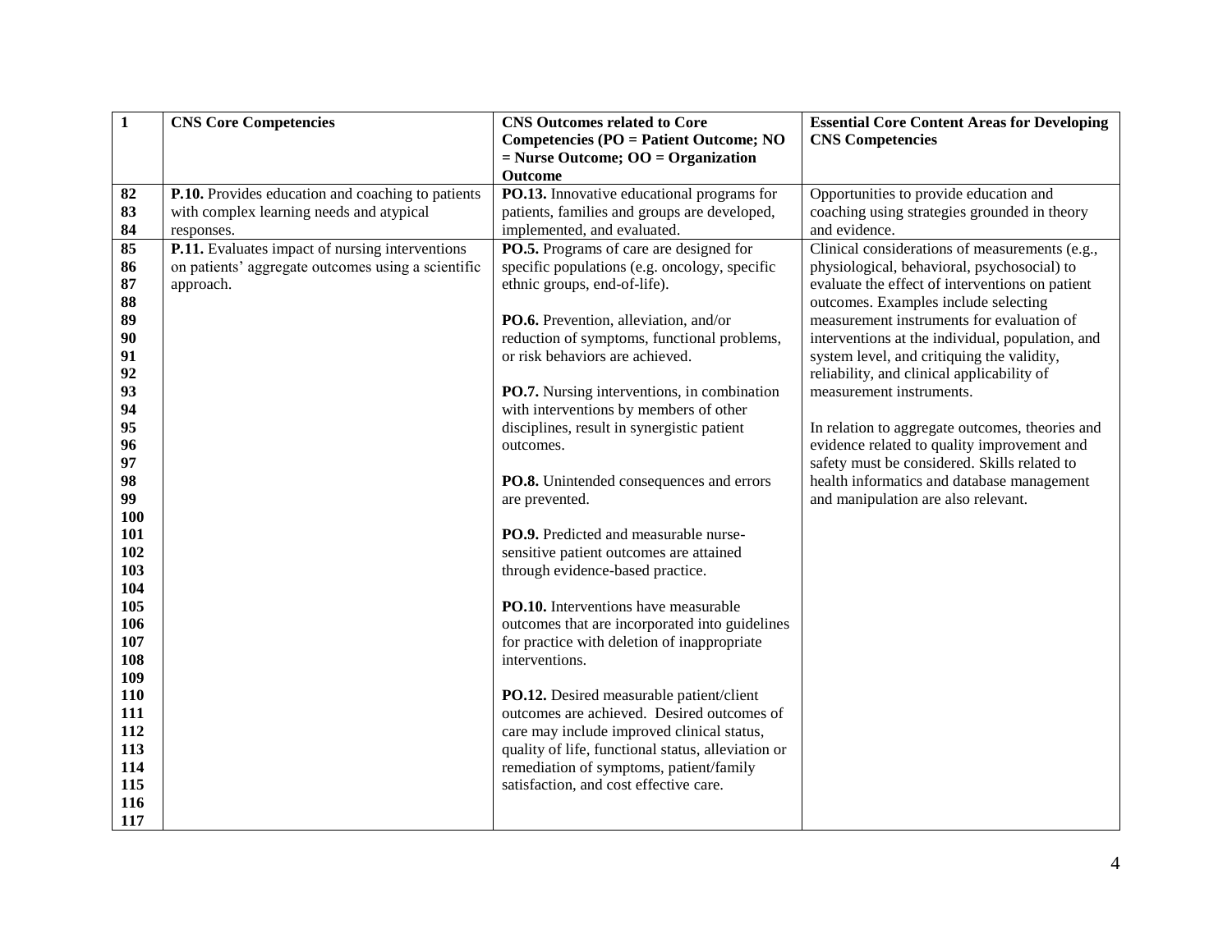| 1 | CNS Core Competencies | CNS Outcomes related to Core Competencies (PO = Patient Outcome; NO = Nurse Outcome; OO = Organization Outcome | Essential Core Content Areas for Developing CNS Competencies |
|---|---|---|---|
| 82<br>83<br>84 | **P.10.** Provides education and coaching to patients with complex learning needs and atypical responses. | **PO.13.** Innovative educational programs for patients, families and groups are developed, implemented, and evaluated. | Opportunities to provide education and coaching using strategies grounded in theory and evidence. |
| 85<br>86<br>87<br>88<br>89<br>90<br>91<br>92<br>93<br>94<br>95<br>96<br>97<br>98<br>99<br>100<br>101<br>102<br>103<br>104<br>105<br>106<br>107<br>108<br>109<br>110<br>111<br>112<br>113<br>114<br>115<br>116<br>117 | **P.11.** Evaluates impact of nursing interventions on patients' aggregate outcomes using a scientific approach. | **PO.5.** Programs of care are designed for specific populations (e.g. oncology, specific ethnic groups, end-of-life).<br><br>**PO.6.** Prevention, alleviation, and/or reduction of symptoms, functional problems, or risk behaviors are achieved.<br><br>**PO.7.** Nursing interventions, in combination with interventions by members of other disciplines, result in synergistic patient outcomes.<br><br>**PO.8.** Unintended consequences and errors are prevented.<br><br>**PO.9.** Predicted and measurable nurse-sensitive patient outcomes are attained through evidence-based practice.<br><br>**PO.10.** Interventions have measurable outcomes that are incorporated into guidelines for practice with deletion of inappropriate interventions.<br><br>**PO.12.** Desired measurable patient/client outcomes are achieved. Desired outcomes of care may include improved clinical status, quality of life, functional status, alleviation or remediation of symptoms, patient/family satisfaction, and cost effective care. | Clinical considerations of measurements (e.g., physiological, behavioral, psychosocial) to evaluate the effect of interventions on patient outcomes. Examples include selecting measurement instruments for evaluation of interventions at the individual, population, and system level, and critiquing the validity, reliability, and clinical applicability of measurement instruments.<br><br>In relation to aggregate outcomes, theories and evidence related to quality improvement and safety must be considered. Skills related to health informatics and database management and manipulation are also relevant. |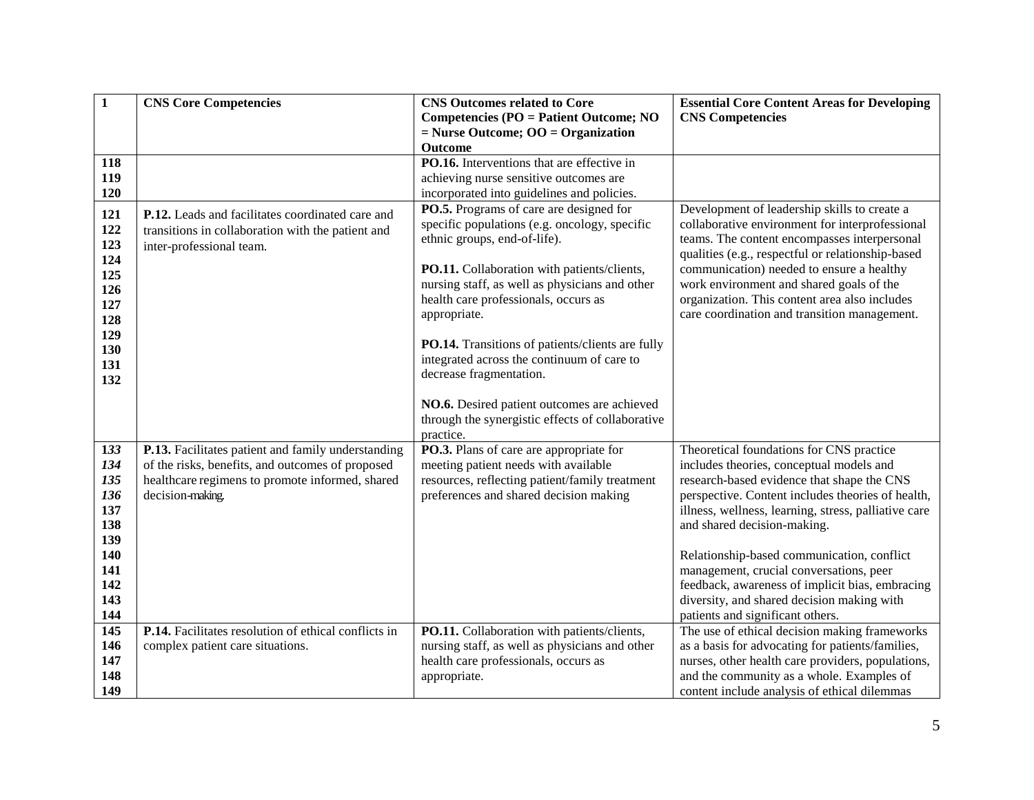| 1 | CNS Core Competencies | CNS Outcomes related to Core Competencies (PO = Patient Outcome; NO = Nurse Outcome; OO = Organization Outcome | Essential Core Content Areas for Developing CNS Competencies |
|---|---|---|---|
| 118<br>119<br>120 | | **PO.16.** Interventions that are effective in achieving nurse sensitive outcomes are incorporated into guidelines and policies. | |
| 121<br>122<br>123<br>124<br>125<br>126<br>127<br>128<br>129<br>130<br>131<br>132 | **P.12.** Leads and facilitates coordinated care and transitions in collaboration with the patient and inter-professional team. | **PO.5.** Programs of care are designed for specific populations (e.g. oncology, specific ethnic groups, end-of-life).<br><br>**PO.11.** Collaboration with patients/clients, nursing staff, as well as physicians and other health care professionals, occurs as appropriate.<br><br>**PO.14.** Transitions of patients/clients are fully integrated across the continuum of care to decrease fragmentation.<br><br>**NO.6.** Desired patient outcomes are achieved through the synergistic effects of collaborative practice. | Development of leadership skills to create a collaborative environment for interprofessional teams. The content encompasses interpersonal qualities (e.g., respectful or relationship-based communication) needed to ensure a healthy work environment and shared goals of the organization. This content area also includes care coordination and transition management. |
| *133*<br>*134*<br>*135*<br>*136*<br>137<br>138<br>139<br>140<br>141<br>142<br>143<br>144 | **P.13.** Facilitates patient and family understanding of the risks, benefits, and outcomes of proposed healthcare regimens to promote informed, shared decision-making. | **PO.3.** Plans of care are appropriate for meeting patient needs with available resources, reflecting patient/family treatment preferences and shared decision making | Theoretical foundations for CNS practice includes theories, conceptual models and research-based evidence that shape the CNS perspective. Content includes theories of health, illness, wellness, learning, stress, palliative care and shared decision-making.<br><br>Relationship-based communication, conflict management, crucial conversations, peer feedback, awareness of implicit bias, embracing diversity, and shared decision making with patients and significant others. |
| 145<br>146<br>147<br>148<br>149 | **P.14.** Facilitates resolution of ethical conflicts in complex patient care situations. | **PO.11.** Collaboration with patients/clients, nursing staff, as well as physicians and other health care professionals, occurs as appropriate. | The use of ethical decision making frameworks as a basis for advocating for patients/families, nurses, other health care providers, populations, and the community as a whole. Examples of content include analysis of ethical dilemmas |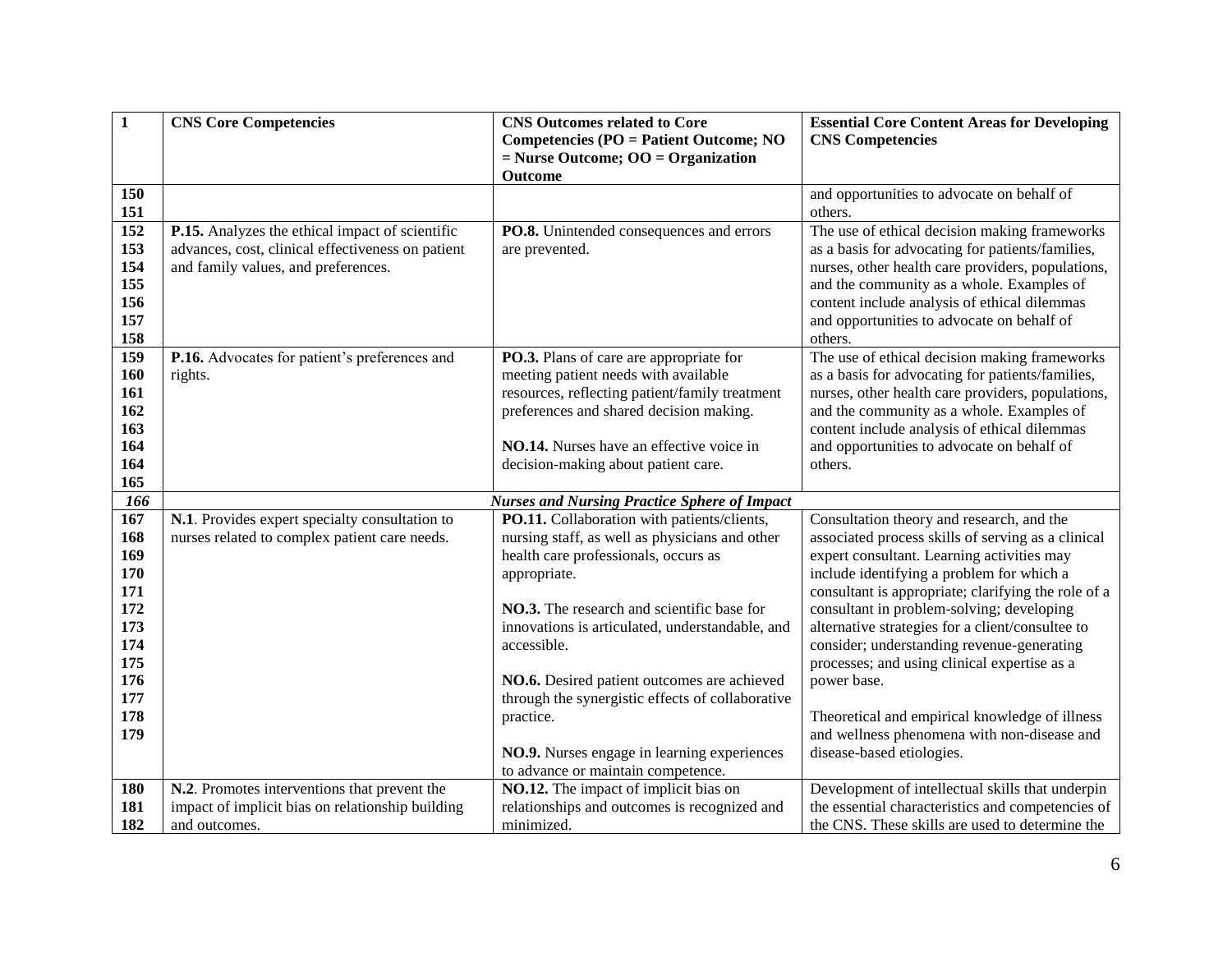| 1 | CNS Core Competencies | CNS Outcomes related to Core Competencies (PO = Patient Outcome; NO = Nurse Outcome; OO = Organization Outcome | Essential Core Content Areas for Developing CNS Competencies |
|---|---|---|---|
| 150<br>151 | | | and opportunities to advocate on behalf of others. |
| 152<br>153<br>154<br>155<br>156<br>157<br>158 | **P.15.** Analyzes the ethical impact of scientific advances, cost, clinical effectiveness on patient and family values, and preferences. | **PO.8.** Unintended consequences and errors are prevented. | The use of ethical decision making frameworks as a basis for advocating for patients/families, nurses, other health care providers, populations, and the community as a whole. Examples of content include analysis of ethical dilemmas and opportunities to advocate on behalf of others. |
| 159<br>160<br>161<br>162<br>163<br>164<br>164<br>165 | **P.16.** Advocates for patient's preferences and rights. | **PO.3.** Plans of care are appropriate for meeting patient needs with available resources, reflecting patient/family treatment preferences and shared decision making.<br><br>**NO.14.** Nurses have an effective voice in decision-making about patient care. | The use of ethical decision making frameworks as a basis for advocating for patients/families, nurses, other health care providers, populations, and the community as a whole. Examples of content include analysis of ethical dilemmas and opportunities to advocate on behalf of others. |
| *166* | ***Nurses and Nursing Practice Sphere of Impact*** | | |
| 167<br>168<br>169<br>170<br>171<br>172<br>173<br>174<br>175<br>176<br>177<br>178<br>179 | **N.1**. Provides expert specialty consultation to nurses related to complex patient care needs. | **PO.11.** Collaboration with patients/clients, nursing staff, as well as physicians and other health care professionals, occurs as appropriate.<br><br>**NO.3.** The research and scientific base for innovations is articulated, understandable, and accessible.<br><br>**NO.6.** Desired patient outcomes are achieved through the synergistic effects of collaborative practice.<br><br>**NO.9.** Nurses engage in learning experiences to advance or maintain competence. | Consultation theory and research, and the associated process skills of serving as a clinical expert consultant. Learning activities may include identifying a problem for which a consultant is appropriate; clarifying the role of a consultant in problem-solving; developing alternative strategies for a client/consultee to consider; understanding revenue-generating processes; and using clinical expertise as a power base.<br><br>Theoretical and empirical knowledge of illness and wellness phenomena with non-disease and disease-based etiologies. |
| 180<br>181<br>182 | **N.2**. Promotes interventions that prevent the impact of implicit bias on relationship building and outcomes. | **NO.12.** The impact of implicit bias on relationships and outcomes is recognized and minimized. | Development of intellectual skills that underpin the essential characteristics and competencies of the CNS. These skills are used to determine the |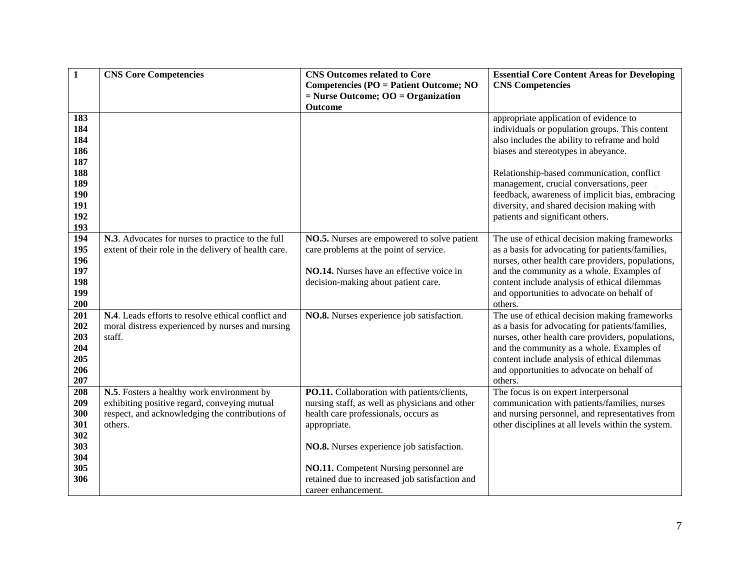| 1 | CNS Core Competencies | CNS Outcomes related to Core Competencies (PO = Patient Outcome; NO = Nurse Outcome; OO = Organization Outcome | Essential Core Content Areas for Developing CNS Competencies |
|---|---|---|---|
| 183 184 184 186 187 188 189 190 191 192 193 | | | appropriate application of evidence to individuals or population groups. This content also includes the ability to reframe and hold biases and stereotypes in abeyance.<br><br>Relationship-based communication, conflict management, crucial conversations, peer feedback, awareness of implicit bias, embracing diversity, and shared decision making with patients and significant others. |
| 194 195 196 197 198 199 200 | **N.3**. Advocates for nurses to practice to the full extent of their role in the delivery of health care. | **NO.5.** Nurses are empowered to solve patient care problems at the point of service.<br><br>**NO.14.** Nurses have an effective voice in decision-making about patient care. | The use of ethical decision making frameworks as a basis for advocating for patients/families, nurses, other health care providers, populations, and the community as a whole. Examples of content include analysis of ethical dilemmas and opportunities to advocate on behalf of others. |
| 201 202 203 204 205 206 207 | **N.4**. Leads efforts to resolve ethical conflict and moral distress experienced by nurses and nursing staff. | **NO.8.** Nurses experience job satisfaction. | The use of ethical decision making frameworks as a basis for advocating for patients/families, nurses, other health care providers, populations, and the community as a whole. Examples of content include analysis of ethical dilemmas and opportunities to advocate on behalf of others. |
| 208 209 300 301 302 303 304 305 306 | **N.5**. Fosters a healthy work environment by exhibiting positive regard, conveying mutual respect, and acknowledging the contributions of others. | **PO.11.** Collaboration with patients/clients, nursing staff, as well as physicians and other health care professionals, occurs as appropriate.<br><br>**NO.8.** Nurses experience job satisfaction.<br><br>**NO.11.** Competent Nursing personnel are retained due to increased job satisfaction and career enhancement. | The focus is on expert interpersonal communication with patients/families, nurses and nursing personnel, and representatives from other disciplines at all levels within the system. |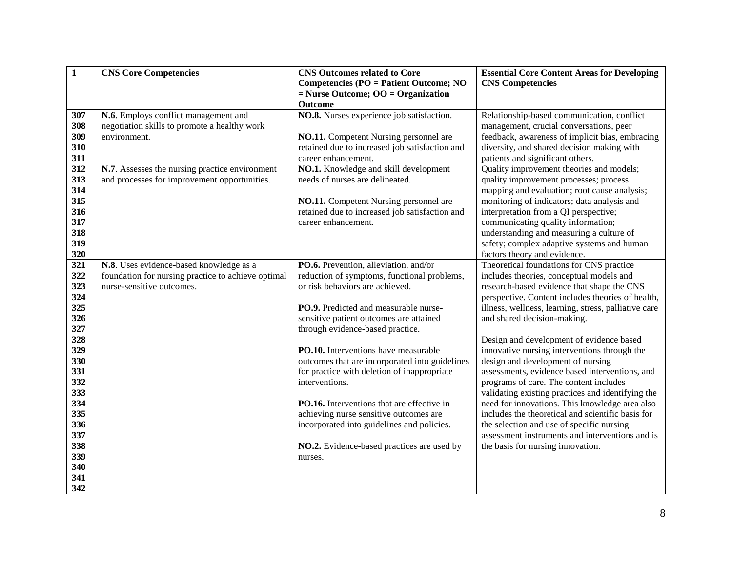| 1 | CNS Core Competencies | CNS Outcomes related to Core Competencies (PO = Patient Outcome; NO = Nurse Outcome; OO = Organization Outcome | Essential Core Content Areas for Developing CNS Competencies |
|---|---|---|---|
| 307 308 309 310 311 | **N.6**. Employs conflict management and negotiation skills to promote a healthy work environment. | **NO.8.** Nurses experience job satisfaction.<br><br>**NO.11.** Competent Nursing personnel are retained due to increased job satisfaction and career enhancement. | Relationship-based communication, conflict management, crucial conversations, peer feedback, awareness of implicit bias, embracing diversity, and shared decision making with patients and significant others. |
| 312 313 314 315 316 317 318 319 320 | **N.7**. Assesses the nursing practice environment and processes for improvement opportunities. | **NO.1.** Knowledge and skill development needs of nurses are delineated.<br><br>**NO.11.** Competent Nursing personnel are retained due to increased job satisfaction and career enhancement. | Quality improvement theories and models; quality improvement processes; process mapping and evaluation; root cause analysis; monitoring of indicators; data analysis and interpretation from a QI perspective; communicating quality information; understanding and measuring a culture of safety; complex adaptive systems and human factors theory and evidence. |
| 321 322 323 324 325 326 327 328 329 330 331 332 333 334 335 336 337 338 339 340 341 342 | **N.8**. Uses evidence-based knowledge as a foundation for nursing practice to achieve optimal nurse-sensitive outcomes. | **PO.6.** Prevention, alleviation, and/or reduction of symptoms, functional problems, or risk behaviors are achieved.<br><br>**PO.9.** Predicted and measurable nurse-sensitive patient outcomes are attained through evidence-based practice.<br><br>**PO.10.** Interventions have measurable outcomes that are incorporated into guidelines for practice with deletion of inappropriate interventions.<br><br>**PO.16.** Interventions that are effective in achieving nurse sensitive outcomes are incorporated into guidelines and policies.<br><br>**NO.2.** Evidence-based practices are used by nurses. | Theoretical foundations for CNS practice includes theories, conceptual models and research-based evidence that shape the CNS perspective. Content includes theories of health, illness, wellness, learning, stress, palliative care and shared decision-making.<br><br>Design and development of evidence based innovative nursing interventions through the design and development of nursing assessments, evidence based interventions, and programs of care. The content includes validating existing practices and identifying the need for innovations. This knowledge area also includes the theoretical and scientific basis for the selection and use of specific nursing assessment instruments and interventions and is the basis for nursing innovation. |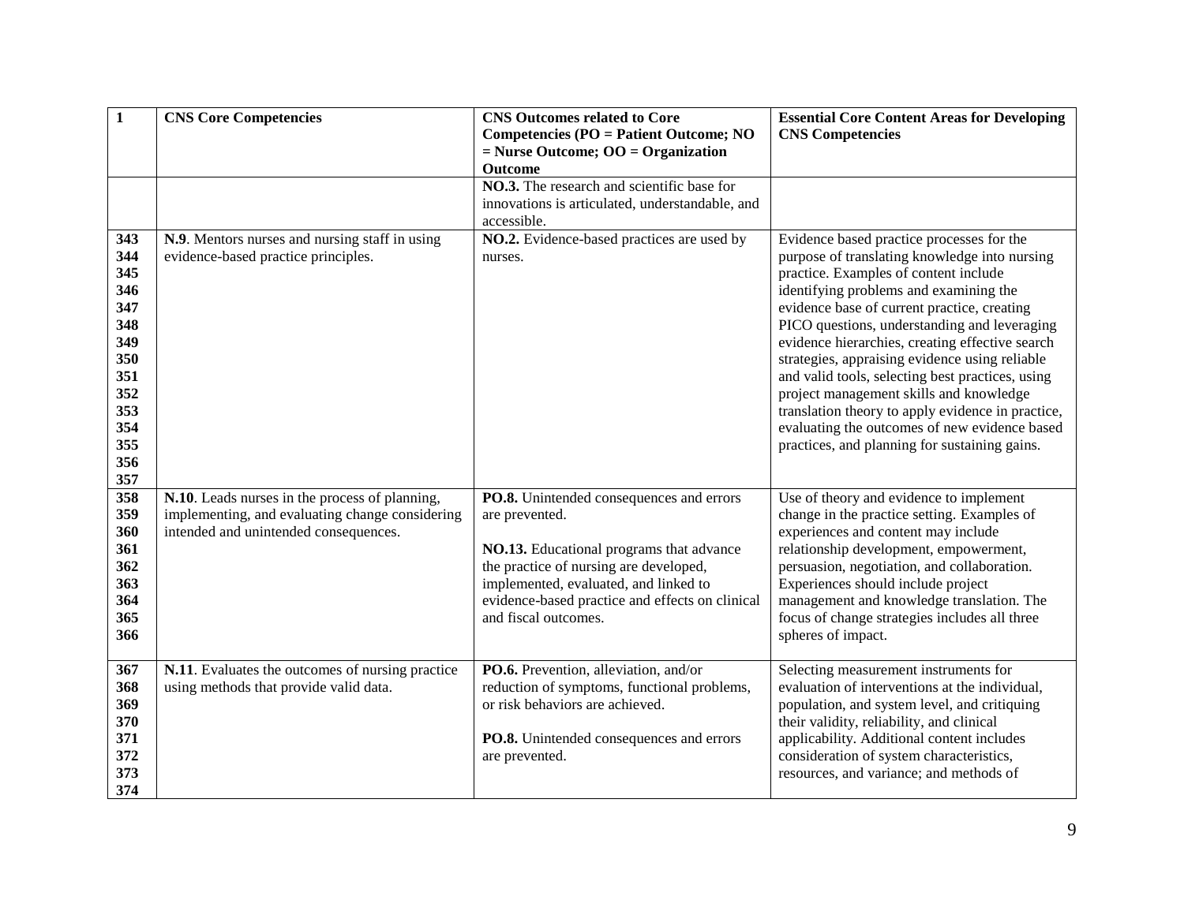| 1 | CNS Core Competencies | CNS Outcomes related to Core Competencies (PO = Patient Outcome; NO = Nurse Outcome; OO = Organization Outcome | Essential Core Content Areas for Developing CNS Competencies |
|---|---|---|---|
| | | **NO.3.** The research and scientific base for innovations is articulated, understandable, and accessible. | |
| 343 344 345 346 347 348 349 350 351 352 353 354 355 356 357 | **N.9**. Mentors nurses and nursing staff in using evidence-based practice principles. | **NO.2.** Evidence-based practices are used by nurses. | Evidence based practice processes for the purpose of translating knowledge into nursing practice. Examples of content include identifying problems and examining the evidence base of current practice, creating PICO questions, understanding and leveraging evidence hierarchies, creating effective search strategies, appraising evidence using reliable and valid tools, selecting best practices, using project management skills and knowledge translation theory to apply evidence in practice, evaluating the outcomes of new evidence based practices, and planning for sustaining gains. |
| 358 359 360 361 362 363 364 365 366 | **N.10**. Leads nurses in the process of planning, implementing, and evaluating change considering intended and unintended consequences. | **PO.8.** Unintended consequences and errors are prevented.<br><br>**NO.13.** Educational programs that advance the practice of nursing are developed, implemented, evaluated, and linked to evidence-based practice and effects on clinical and fiscal outcomes. | Use of theory and evidence to implement change in the practice setting. Examples of experiences and content may include relationship development, empowerment, persuasion, negotiation, and collaboration. Experiences should include project management and knowledge translation. The focus of change strategies includes all three spheres of impact. |
| 367 368 369 370 371 372 373 374 | **N.11**. Evaluates the outcomes of nursing practice using methods that provide valid data. | **PO.6.** Prevention, alleviation, and/or reduction of symptoms, functional problems, or risk behaviors are achieved.<br><br>**PO.8.** Unintended consequences and errors are prevented. | Selecting measurement instruments for evaluation of interventions at the individual, population, and system level, and critiquing their validity, reliability, and clinical applicability. Additional content includes consideration of system characteristics, resources, and variance; and methods of |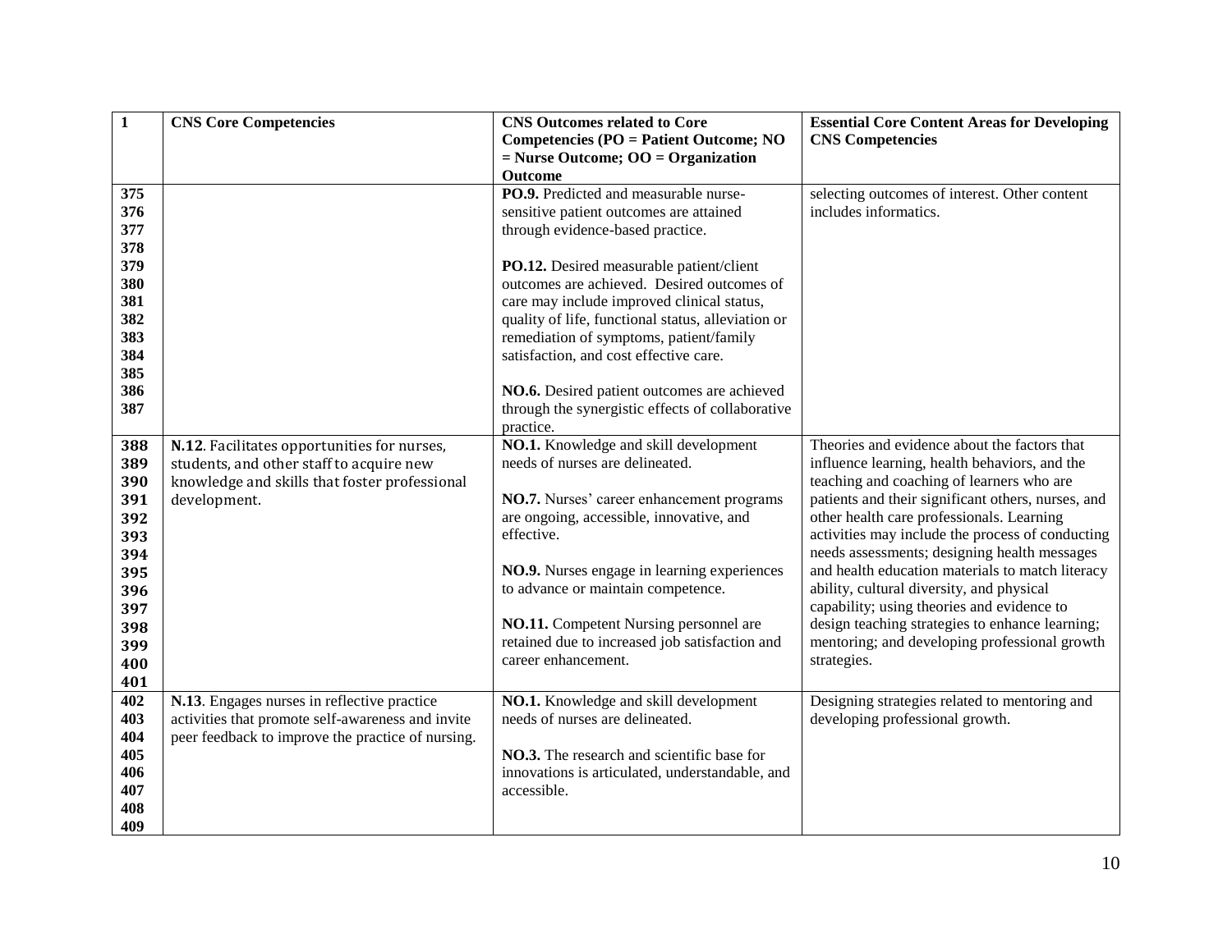| 1 | CNS Core Competencies | CNS Outcomes related to Core Competencies (PO = Patient Outcome; NO = Nurse Outcome; OO = Organization Outcome | Essential Core Content Areas for Developing CNS Competencies |
|---|---|---|---|
| 375<br>376<br>377<br>378<br>379<br>380<br>381<br>382<br>383<br>384<br>385<br>386<br>387 | | **PO.9.** Predicted and measurable nurse-sensitive patient outcomes are attained through evidence-based practice.<br><br>**PO.12.** Desired measurable patient/client outcomes are achieved. Desired outcomes of care may include improved clinical status, quality of life, functional status, alleviation or remediation of symptoms, patient/family satisfaction, and cost effective care.<br><br>**NO.6.** Desired patient outcomes are achieved through the synergistic effects of collaborative practice. | selecting outcomes of interest. Other content includes informatics. |
| 388<br>389<br>390<br>391<br>392<br>393<br>394<br>395<br>396<br>397<br>398<br>399<br>400<br>401 | **N.12**. Facilitates opportunities for nurses, students, and other staff to acquire new knowledge and skills that foster professional development. | **NO.1.** Knowledge and skill development needs of nurses are delineated.<br><br>**NO.7.** Nurses' career enhancement programs are ongoing, accessible, innovative, and effective.<br><br>**NO.9.** Nurses engage in learning experiences to advance or maintain competence.<br><br>**NO.11.** Competent Nursing personnel are retained due to increased job satisfaction and career enhancement. | Theories and evidence about the factors that influence learning, health behaviors, and the teaching and coaching of learners who are patients and their significant others, nurses, and other health care professionals. Learning activities may include the process of conducting needs assessments; designing health messages and health education materials to match literacy ability, cultural diversity, and physical capability; using theories and evidence to design teaching strategies to enhance learning; mentoring; and developing professional growth strategies. |
| 402<br>403<br>404<br>405<br>406<br>407<br>408<br>409 | **N.13**. Engages nurses in reflective practice activities that promote self-awareness and invite peer feedback to improve the practice of nursing. | **NO.1.** Knowledge and skill development needs of nurses are delineated.<br><br>**NO.3.** The research and scientific base for innovations is articulated, understandable, and accessible. | Designing strategies related to mentoring and developing professional growth. |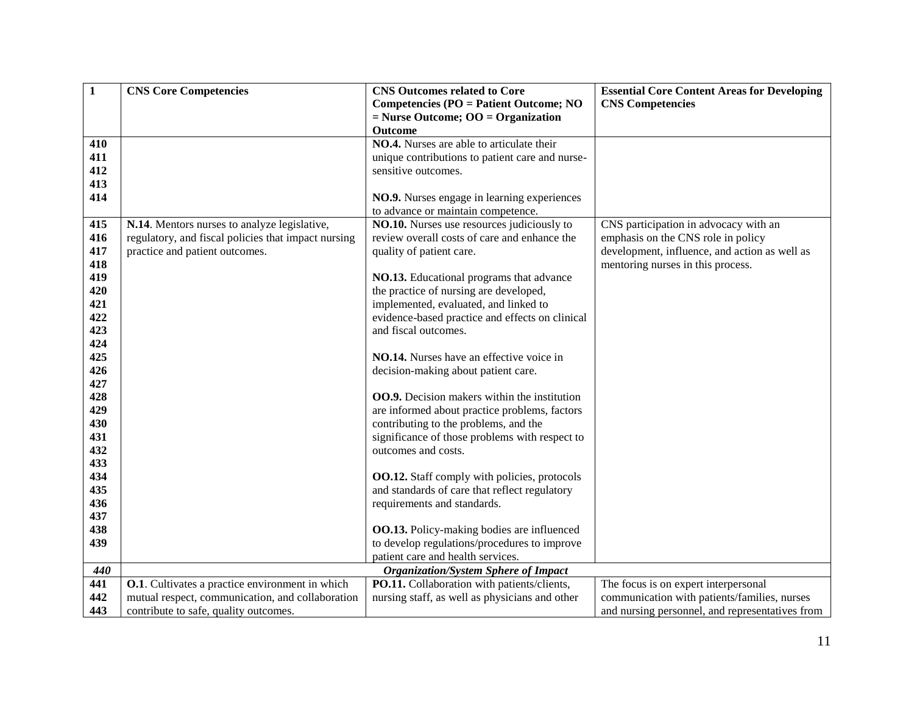| 1 | CNS Core Competencies | CNS Outcomes related to Core Competencies (PO = Patient Outcome; NO = Nurse Outcome; OO = Organization Outcome | Essential Core Content Areas for Developing CNS Competencies |
|---|---|---|---|
| 410<br>411<br>412<br>413<br>414 | | **NO.4.** Nurses are able to articulate their unique contributions to patient care and nurse-sensitive outcomes.<br><br>**NO.9.** Nurses engage in learning experiences to advance or maintain competence. | |
| 415<br>416<br>417<br>418<br>419<br>420<br>421<br>422<br>423<br>424<br>425<br>426<br>427<br>428<br>429<br>430<br>431<br>432<br>433<br>434<br>435<br>436<br>437<br>438<br>439 | **N.14**. Mentors nurses to analyze legislative, regulatory, and fiscal policies that impact nursing practice and patient outcomes. | **NO.10.** Nurses use resources judiciously to review overall costs of care and enhance the quality of patient care.<br><br>**NO.13.** Educational programs that advance the practice of nursing are developed, implemented, evaluated, and linked to evidence-based practice and effects on clinical and fiscal outcomes.<br><br>**NO.14.** Nurses have an effective voice in decision-making about patient care.<br><br>**OO.9.** Decision makers within the institution are informed about practice problems, factors contributing to the problems, and the significance of those problems with respect to outcomes and costs.<br><br>**OO.12.** Staff comply with policies, protocols and standards of care that reflect regulatory requirements and standards.<br><br>**OO.13.** Policy-making bodies are influenced to develop regulations/procedures to improve patient care and health services. | CNS participation in advocacy with an emphasis on the CNS role in policy development, influence, and action as well as mentoring nurses in this process. |
| *440* | ***Organization/System Sphere of Impact*** | | |
| 441<br>442<br>443 | **O.1**. Cultivates a practice environment in which mutual respect, communication, and collaboration contribute to safe, quality outcomes. | **PO.11.** Collaboration with patients/clients, nursing staff, as well as physicians and other | The focus is on expert interpersonal communication with patients/families, nurses and nursing personnel, and representatives from |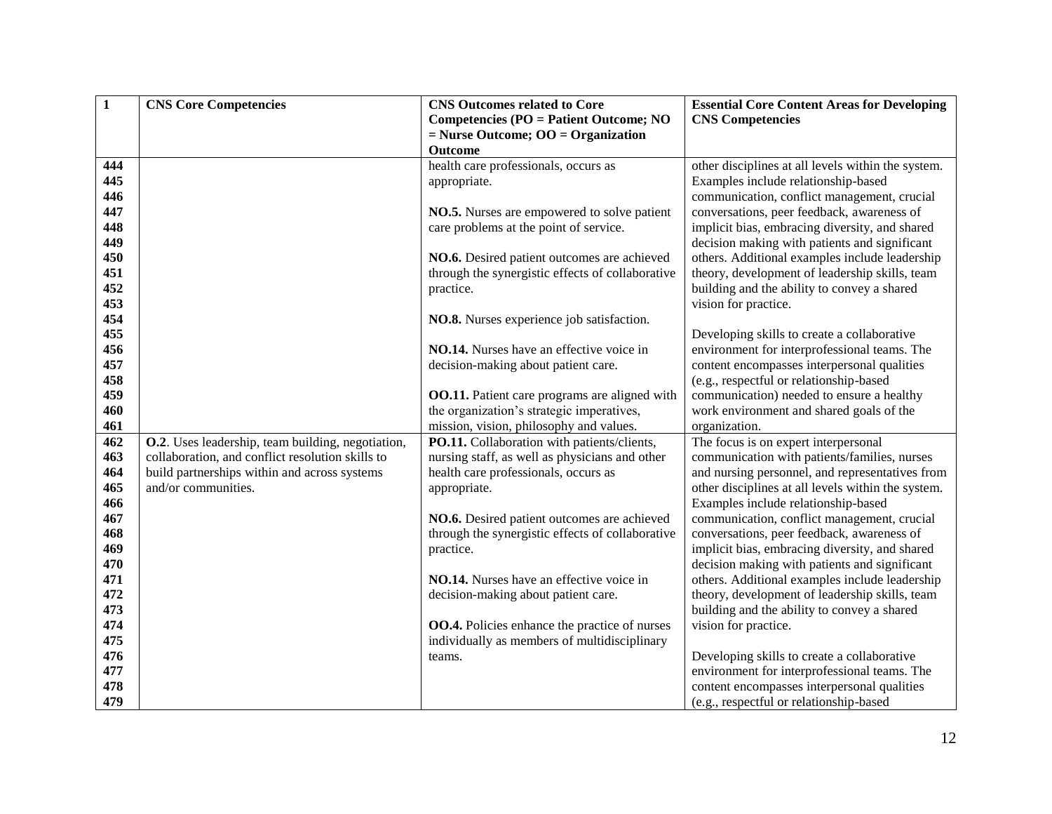| 1 | CNS Core Competencies | CNS Outcomes related to Core Competencies (PO = Patient Outcome; NO = Nurse Outcome; OO = Organization Outcome | Essential Core Content Areas for Developing CNS Competencies |
|---|---|---|---|
| 444<br>445<br>446<br>447<br>448<br>449<br>450<br>451<br>452<br>453<br>454<br>455<br>456<br>457<br>458<br>459<br>460<br>461 | | health care professionals, occurs as appropriate.<br><br>**NO.5.** Nurses are empowered to solve patient care problems at the point of service.<br><br>**NO.6.** Desired patient outcomes are achieved through the synergistic effects of collaborative practice.<br><br>**NO.8.** Nurses experience job satisfaction.<br><br>**NO.14.** Nurses have an effective voice in decision-making about patient care.<br><br>**OO.11.** Patient care programs are aligned with the organization's strategic imperatives, mission, vision, philosophy and values. | other disciplines at all levels within the system. Examples include relationship-based communication, conflict management, crucial conversations, peer feedback, awareness of implicit bias, embracing diversity, and shared decision making with patients and significant others. Additional examples include leadership theory, development of leadership skills, team building and the ability to convey a shared vision for practice.<br><br>Developing skills to create a collaborative environment for interprofessional teams. The content encompasses interpersonal qualities (e.g., respectful or relationship-based communication) needed to ensure a healthy work environment and shared goals of the organization. |
| 462<br>463<br>464<br>465<br>466<br>467<br>468<br>469<br>470<br>471<br>472<br>473<br>474<br>475<br>476<br>477<br>478<br>479 | **O.2**. Uses leadership, team building, negotiation, collaboration, and conflict resolution skills to build partnerships within and across systems and/or communities. | **PO.11.** Collaboration with patients/clients, nursing staff, as well as physicians and other health care professionals, occurs as appropriate.<br><br>**NO.6.** Desired patient outcomes are achieved through the synergistic effects of collaborative practice.<br><br>**NO.14.** Nurses have an effective voice in decision-making about patient care.<br><br>**OO.4.** Policies enhance the practice of nurses individually as members of multidisciplinary teams. | The focus is on expert interpersonal communication with patients/families, nurses and nursing personnel, and representatives from other disciplines at all levels within the system. Examples include relationship-based communication, conflict management, crucial conversations, peer feedback, awareness of implicit bias, embracing diversity, and shared decision making with patients and significant others. Additional examples include leadership theory, development of leadership skills, team building and the ability to convey a shared vision for practice.<br><br>Developing skills to create a collaborative environment for interprofessional teams. The content encompasses interpersonal qualities (e.g., respectful or relationship-based |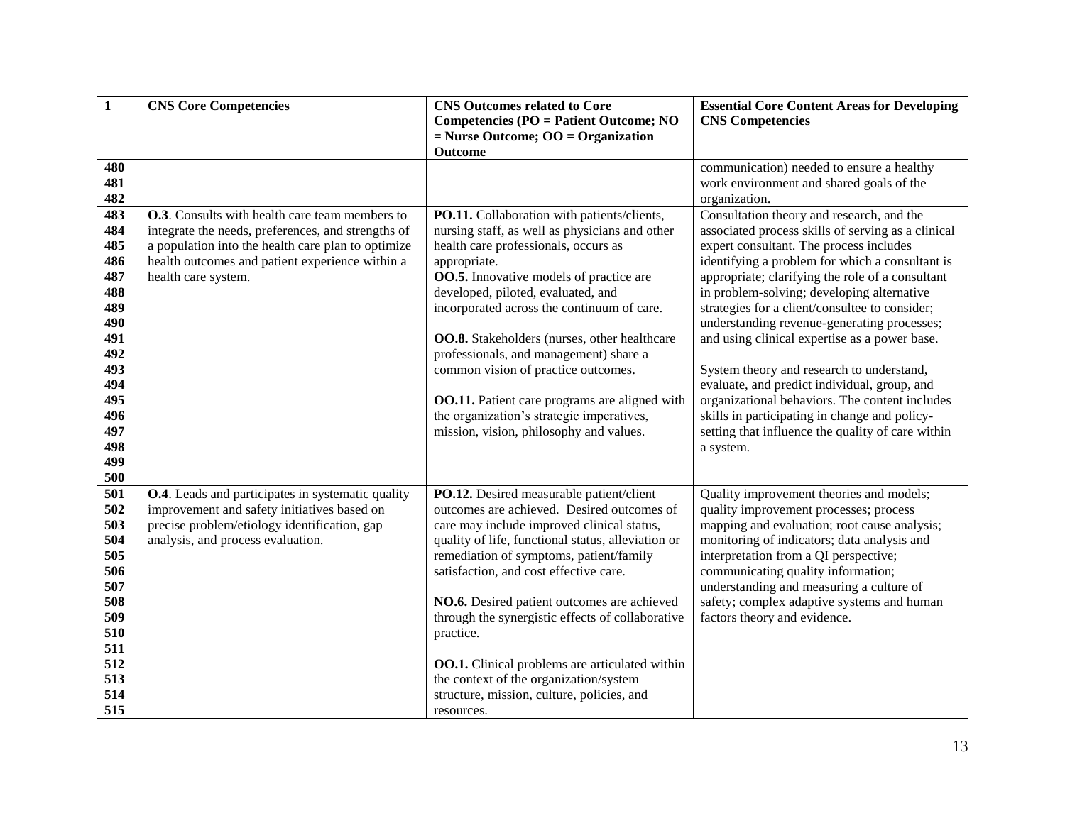| 1 | CNS Core Competencies | CNS Outcomes related to Core Competencies (PO = Patient Outcome; NO = Nurse Outcome; OO = Organization Outcome | Essential Core Content Areas for Developing CNS Competencies |
|---|---|---|---|
| 480<br>481<br>482 | | | communication) needed to ensure a healthy work environment and shared goals of the organization. |
| 483<br>484<br>485<br>486<br>487<br>488<br>489<br>490<br>491<br>492<br>493<br>494<br>495<br>496<br>497<br>498<br>499<br>500 | **O.3**. Consults with health care team members to integrate the needs, preferences, and strengths of a population into the health care plan to optimize health outcomes and patient experience within a health care system. | **PO.11.** Collaboration with patients/clients, nursing staff, as well as physicians and other health care professionals, occurs as appropriate.<br>**OO.5.** Innovative models of practice are developed, piloted, evaluated, and incorporated across the continuum of care.<br><br>**OO.8.** Stakeholders (nurses, other healthcare professionals, and management) share a common vision of practice outcomes.<br><br>**OO.11.** Patient care programs are aligned with the organization's strategic imperatives, mission, vision, philosophy and values. | Consultation theory and research, and the associated process skills of serving as a clinical expert consultant. The process includes identifying a problem for which a consultant is appropriate; clarifying the role of a consultant in problem-solving; developing alternative strategies for a client/consultee to consider; understanding revenue-generating processes; and using clinical expertise as a power base.<br><br>System theory and research to understand, evaluate, and predict individual, group, and organizational behaviors. The content includes skills in participating in change and policy-setting that influence the quality of care within a system. |
| 501<br>502<br>503<br>504<br>505<br>506<br>507<br>508<br>509<br>510<br>511<br>512<br>513<br>514<br>515 | **O.4**. Leads and participates in systematic quality improvement and safety initiatives based on precise problem/etiology identification, gap analysis, and process evaluation. | **PO.12.** Desired measurable patient/client outcomes are achieved. Desired outcomes of care may include improved clinical status, quality of life, functional status, alleviation or remediation of symptoms, patient/family satisfaction, and cost effective care.<br><br>**NO.6.** Desired patient outcomes are achieved through the synergistic effects of collaborative practice.<br><br>**OO.1.** Clinical problems are articulated within the context of the organization/system structure, mission, culture, policies, and resources. | Quality improvement theories and models; quality improvement processes; process mapping and evaluation; root cause analysis; monitoring of indicators; data analysis and interpretation from a QI perspective; communicating quality information; understanding and measuring a culture of safety; complex adaptive systems and human factors theory and evidence. |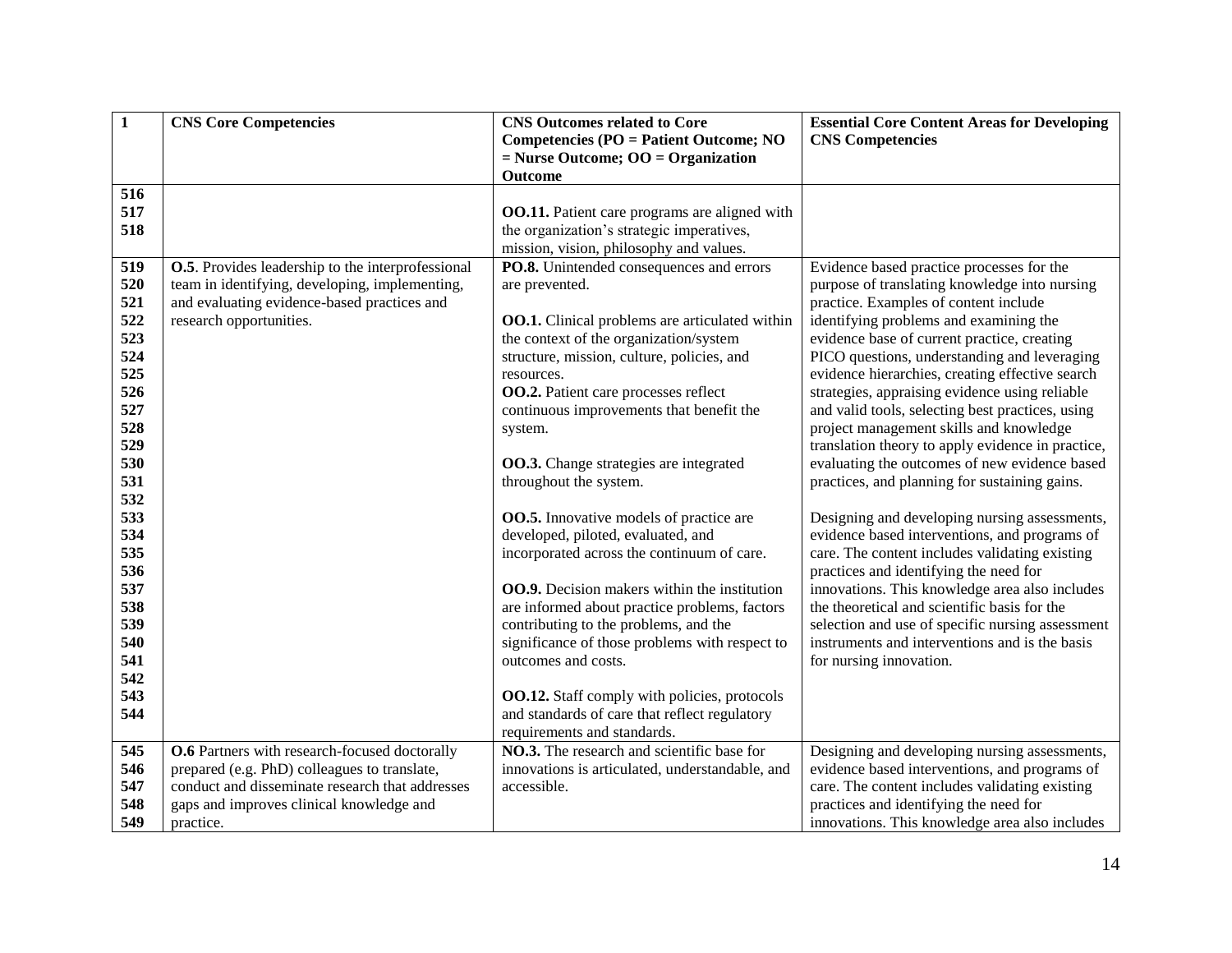| 1 | CNS Core Competencies | CNS Outcomes related to Core Competencies (PO = Patient Outcome; NO = Nurse Outcome; OO = Organization Outcome | Essential Core Content Areas for Developing CNS Competencies |
|---|---|---|---|
| 516<br>517<br>518 | | **OO.11.** Patient care programs are aligned with the organization's strategic imperatives, mission, vision, philosophy and values. | |
| 519<br>520<br>521<br>522<br>523<br>524<br>525<br>526<br>527<br>528<br>529<br>530<br>531<br>532<br>533<br>534<br>535<br>536<br>537<br>538<br>539<br>540<br>541<br>542<br>543<br>544 | **O.5**. Provides leadership to the interprofessional team in identifying, developing, implementing, and evaluating evidence-based practices and research opportunities. | **PO.8.** Unintended consequences and errors are prevented.<br><br>**OO.1.** Clinical problems are articulated within the context of the organization/system structure, mission, culture, policies, and resources.<br>**OO.2.** Patient care processes reflect continuous improvements that benefit the system.<br><br>**OO.3.** Change strategies are integrated throughout the system.<br><br>**OO.5.** Innovative models of practice are developed, piloted, evaluated, and incorporated across the continuum of care.<br><br>**OO.9.** Decision makers within the institution are informed about practice problems, factors contributing to the problems, and the significance of those problems with respect to outcomes and costs.<br><br>**OO.12.** Staff comply with policies, protocols and standards of care that reflect regulatory requirements and standards. | Evidence based practice processes for the purpose of translating knowledge into nursing practice. Examples of content include identifying problems and examining the evidence base of current practice, creating PICO questions, understanding and leveraging evidence hierarchies, creating effective search strategies, appraising evidence using reliable and valid tools, selecting best practices, using project management skills and knowledge translation theory to apply evidence in practice, evaluating the outcomes of new evidence based practices, and planning for sustaining gains.<br><br>Designing and developing nursing assessments, evidence based interventions, and programs of care. The content includes validating existing practices and identifying the need for innovations. This knowledge area also includes the theoretical and scientific basis for the selection and use of specific nursing assessment instruments and interventions and is the basis for nursing innovation. |
| 545<br>546<br>547<br>548<br>549 | **O.6** Partners with research-focused doctorally prepared (e.g. PhD) colleagues to translate, conduct and disseminate research that addresses gaps and improves clinical knowledge and practice. | **NO.3.** The research and scientific base for innovations is articulated, understandable, and accessible. | Designing and developing nursing assessments, evidence based interventions, and programs of care. The content includes validating existing practices and identifying the need for innovations. This knowledge area also includes |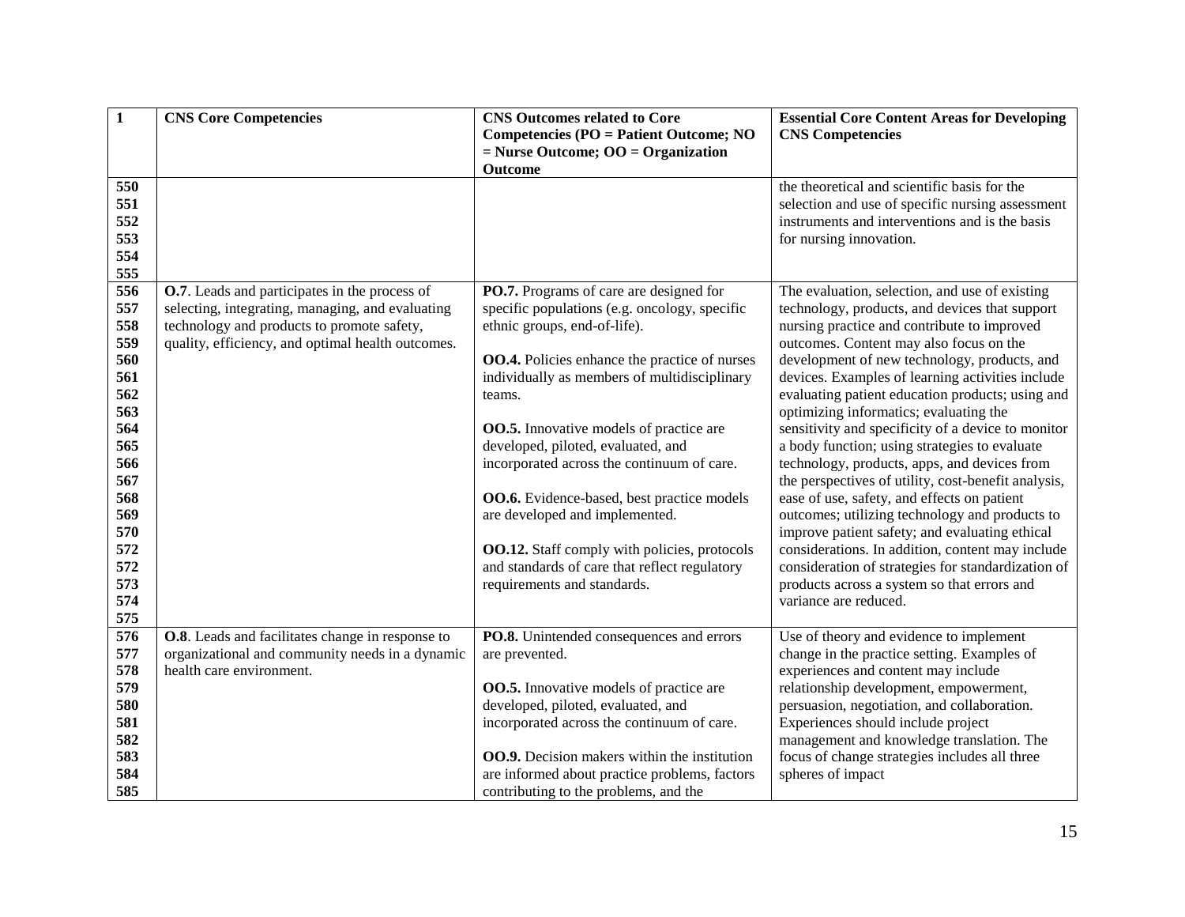| 1 | CNS Core Competencies | CNS Outcomes related to Core Competencies (PO = Patient Outcome; NO = Nurse Outcome; OO = Organization Outcome | Essential Core Content Areas for Developing CNS Competencies |
|---|---|---|---|
| 550<br>551<br>552<br>553<br>554<br>555 | | | the theoretical and scientific basis for the selection and use of specific nursing assessment instruments and interventions and is the basis for nursing innovation. |
| 556<br>557<br>558<br>559<br>560<br>561<br>562<br>563<br>564<br>565<br>566<br>567<br>568<br>569<br>570<br>572<br>572<br>573<br>574<br>575 | **O.7**. Leads and participates in the process of selecting, integrating, managing, and evaluating technology and products to promote safety, quality, efficiency, and optimal health outcomes. | **PO.7.** Programs of care are designed for specific populations (e.g. oncology, specific ethnic groups, end-of-life).<br><br>**OO.4.** Policies enhance the practice of nurses individually as members of multidisciplinary teams.<br><br>**OO.5.** Innovative models of practice are developed, piloted, evaluated, and incorporated across the continuum of care.<br><br>**OO.6.** Evidence-based, best practice models are developed and implemented.<br><br>**OO.12.** Staff comply with policies, protocols and standards of care that reflect regulatory requirements and standards. | The evaluation, selection, and use of existing technology, products, and devices that support nursing practice and contribute to improved outcomes. Content may also focus on the development of new technology, products, and devices. Examples of learning activities include evaluating patient education products; using and optimizing informatics; evaluating the sensitivity and specificity of a device to monitor a body function; using strategies to evaluate technology, products, apps, and devices from the perspectives of utility, cost-benefit analysis, ease of use, safety, and effects on patient outcomes; utilizing technology and products to improve patient safety; and evaluating ethical considerations. In addition, content may include consideration of strategies for standardization of products across a system so that errors and variance are reduced. |
| 576<br>577<br>578<br>579<br>580<br>581<br>582<br>583<br>584<br>585 | **O.8**. Leads and facilitates change in response to organizational and community needs in a dynamic health care environment. | **PO.8.** Unintended consequences and errors are prevented.<br><br>**OO.5.** Innovative models of practice are developed, piloted, evaluated, and incorporated across the continuum of care.<br><br>**OO.9.** Decision makers within the institution are informed about practice problems, factors contributing to the problems, and the | Use of theory and evidence to implement change in the practice setting. Examples of experiences and content may include relationship development, empowerment, persuasion, negotiation, and collaboration. Experiences should include project management and knowledge translation. The focus of change strategies includes all three spheres of impact |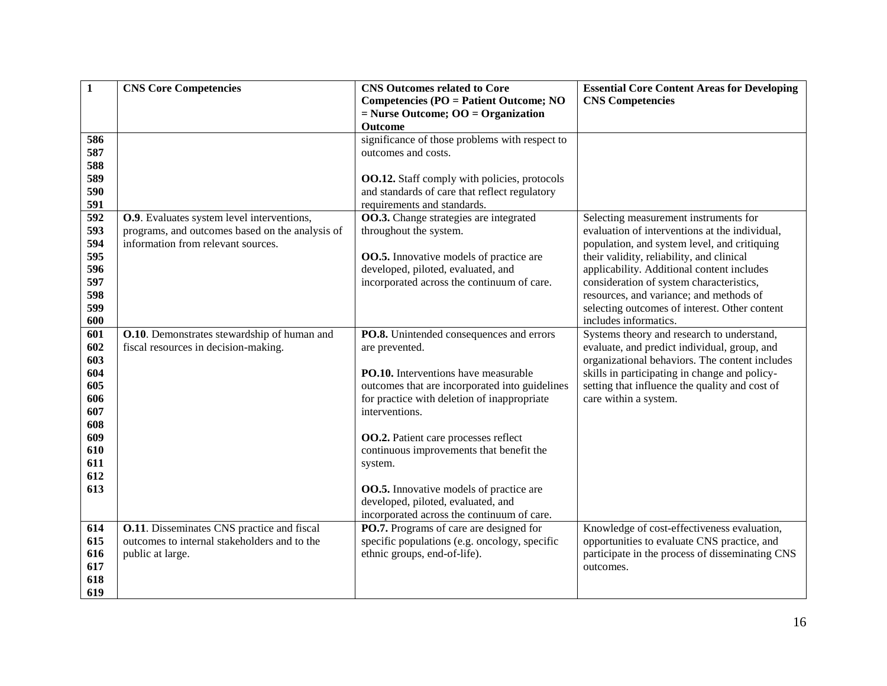| 1 | CNS Core Competencies | CNS Outcomes related to Core Competencies (PO = Patient Outcome; NO = Nurse Outcome; OO = Organization Outcome | Essential Core Content Areas for Developing CNS Competencies |
|---|---|---|---|
| 586 587 588 589 590 591 | | significance of those problems with respect to outcomes and costs.<br><br>**OO.12.** Staff comply with policies, protocols and standards of care that reflect regulatory requirements and standards. | |
| 592 593 594 595 596 597 598 599 600 | **O.9**. Evaluates system level interventions, programs, and outcomes based on the analysis of information from relevant sources. | **OO.3.** Change strategies are integrated throughout the system.<br><br>**OO.5.** Innovative models of practice are developed, piloted, evaluated, and incorporated across the continuum of care. | Selecting measurement instruments for evaluation of interventions at the individual, population, and system level, and critiquing their validity, reliability, and clinical applicability. Additional content includes consideration of system characteristics, resources, and variance; and methods of selecting outcomes of interest. Other content includes informatics. |
| 601 602 603 604 605 606 607 608 609 610 611 612 613 | **O.10**. Demonstrates stewardship of human and fiscal resources in decision-making. | **PO.8.** Unintended consequences and errors are prevented.<br><br>**PO.10.** Interventions have measurable outcomes that are incorporated into guidelines for practice with deletion of inappropriate interventions.<br><br>**OO.2.** Patient care processes reflect continuous improvements that benefit the system.<br><br>**OO.5.** Innovative models of practice are developed, piloted, evaluated, and incorporated across the continuum of care. | Systems theory and research to understand, evaluate, and predict individual, group, and organizational behaviors. The content includes skills in participating in change and policy-setting that influence the quality and cost of care within a system. |
| 614 615 616 617 618 619 | **O.11**. Disseminates CNS practice and fiscal outcomes to internal stakeholders and to the public at large. | **PO.7.** Programs of care are designed for specific populations (e.g. oncology, specific ethnic groups, end-of-life). | Knowledge of cost-effectiveness evaluation, opportunities to evaluate CNS practice, and participate in the process of disseminating CNS outcomes. |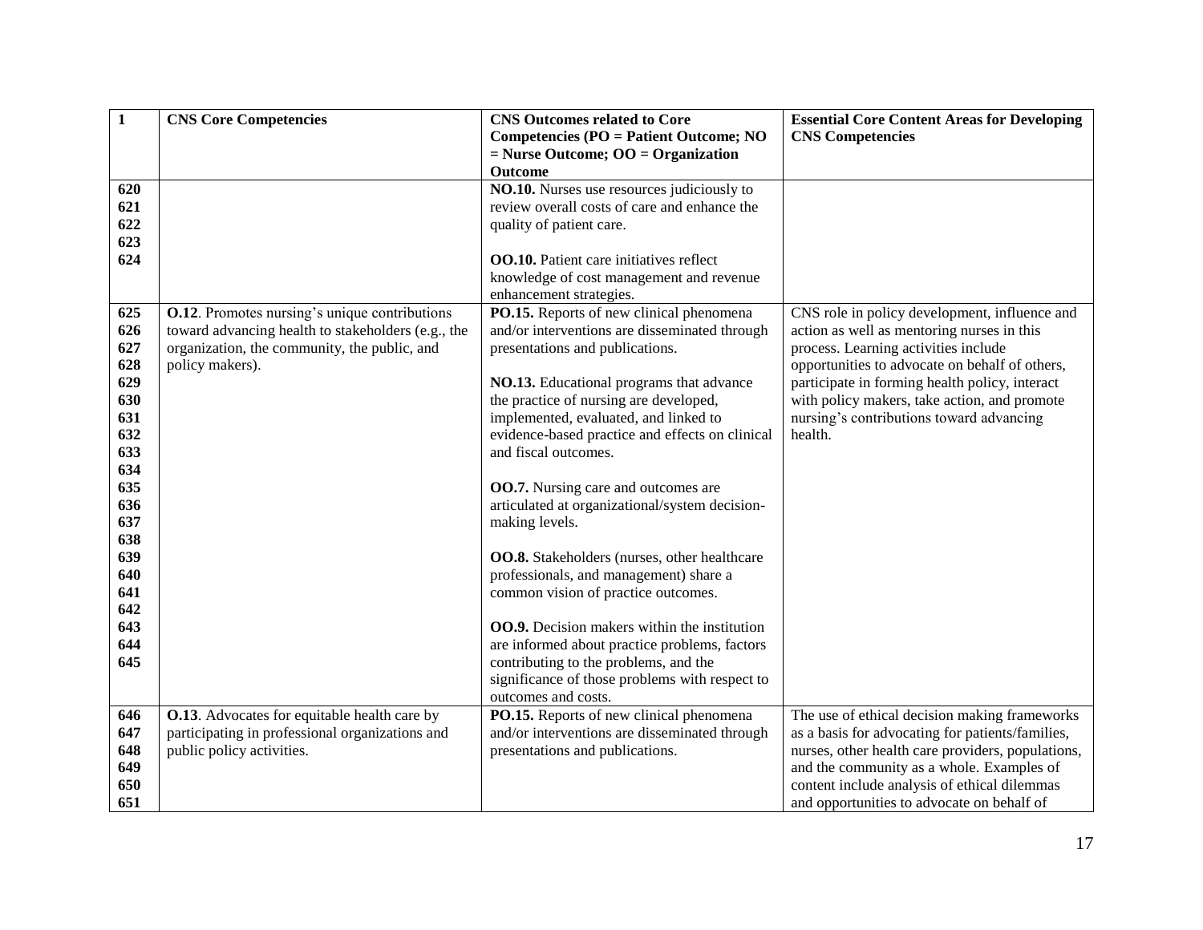| 1 | CNS Core Competencies | CNS Outcomes related to Core Competencies (PO = Patient Outcome; NO = Nurse Outcome; OO = Organization Outcome | Essential Core Content Areas for Developing CNS Competencies |
|---|---|---|---|
| 620<br>621<br>622<br>623<br>624 | | **NO.10.** Nurses use resources judiciously to review overall costs of care and enhance the quality of patient care.<br><br>**OO.10.** Patient care initiatives reflect knowledge of cost management and revenue enhancement strategies. | |
| 625<br>626<br>627<br>628<br>629<br>630<br>631<br>632<br>633<br>634<br>635<br>636<br>637<br>638<br>639<br>640<br>641<br>642<br>643<br>644<br>645 | **O.12**. Promotes nursing's unique contributions toward advancing health to stakeholders (e.g., the organization, the community, the public, and policy makers). | **PO.15.** Reports of new clinical phenomena and/or interventions are disseminated through presentations and publications.<br><br>**NO.13.** Educational programs that advance the practice of nursing are developed, implemented, evaluated, and linked to evidence-based practice and effects on clinical and fiscal outcomes.<br><br>**OO.7.** Nursing care and outcomes are articulated at organizational/system decision-making levels.<br><br>**OO.8.** Stakeholders (nurses, other healthcare professionals, and management) share a common vision of practice outcomes.<br><br>**OO.9.** Decision makers within the institution are informed about practice problems, factors contributing to the problems, and the significance of those problems with respect to outcomes and costs. | CNS role in policy development, influence and action as well as mentoring nurses in this process. Learning activities include opportunities to advocate on behalf of others, participate in forming health policy, interact with policy makers, take action, and promote nursing's contributions toward advancing health. |
| 646<br>647<br>648<br>649<br>650<br>651 | **O.13**. Advocates for equitable health care by participating in professional organizations and public policy activities. | **PO.15.** Reports of new clinical phenomena and/or interventions are disseminated through presentations and publications. | The use of ethical decision making frameworks as a basis for advocating for patients/families, nurses, other health care providers, populations, and the community as a whole. Examples of content include analysis of ethical dilemmas and opportunities to advocate on behalf of |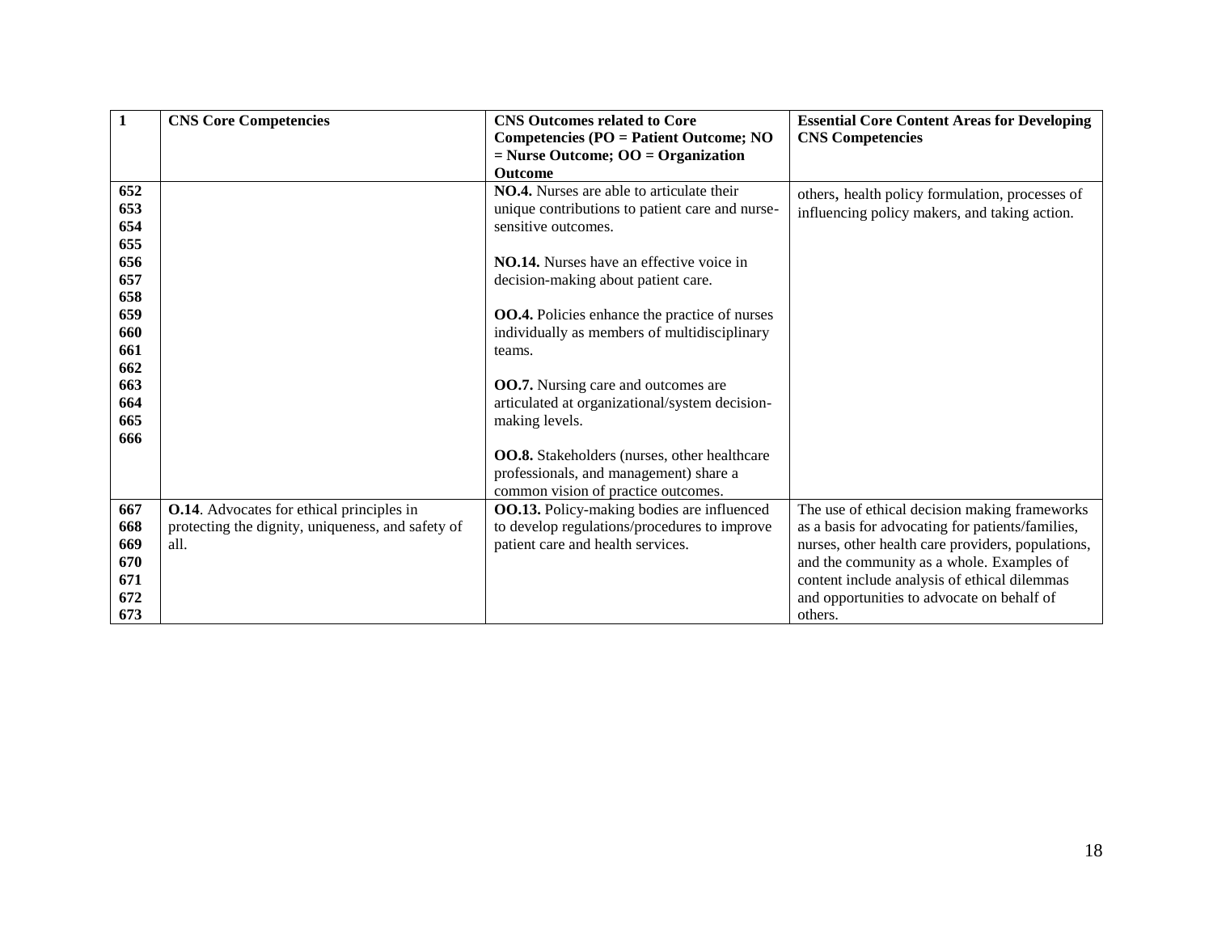| 1 | CNS Core Competencies | CNS Outcomes related to Core Competencies (PO = Patient Outcome; NO = Nurse Outcome; OO = Organization Outcome | Essential Core Content Areas for Developing CNS Competencies |
|---|---|---|---|
| 652<br>653<br>654<br>655<br>656<br>657<br>658<br>659<br>660<br>661<br>662<br>663<br>664<br>665<br>666 | | **NO.4.** Nurses are able to articulate their unique contributions to patient care and nurse-sensitive outcomes.<br><br>**NO.14.** Nurses have an effective voice in decision-making about patient care.<br><br>**OO.4.** Policies enhance the practice of nurses individually as members of multidisciplinary teams.<br><br>**OO.7.** Nursing care and outcomes are articulated at organizational/system decision-making levels.<br><br>**OO.8.** Stakeholders (nurses, other healthcare professionals, and management) share a common vision of practice outcomes. | others, health policy formulation, processes of influencing policy makers, and taking action. |
| 667<br>668<br>669<br>670<br>671<br>672<br>673 | **O.14**. Advocates for ethical principles in protecting the dignity, uniqueness, and safety of all. | **OO.13.** Policy-making bodies are influenced to develop regulations/procedures to improve patient care and health services. | The use of ethical decision making frameworks as a basis for advocating for patients/families, nurses, other health care providers, populations, and the community as a whole. Examples of content include analysis of ethical dilemmas and opportunities to advocate on behalf of others. |